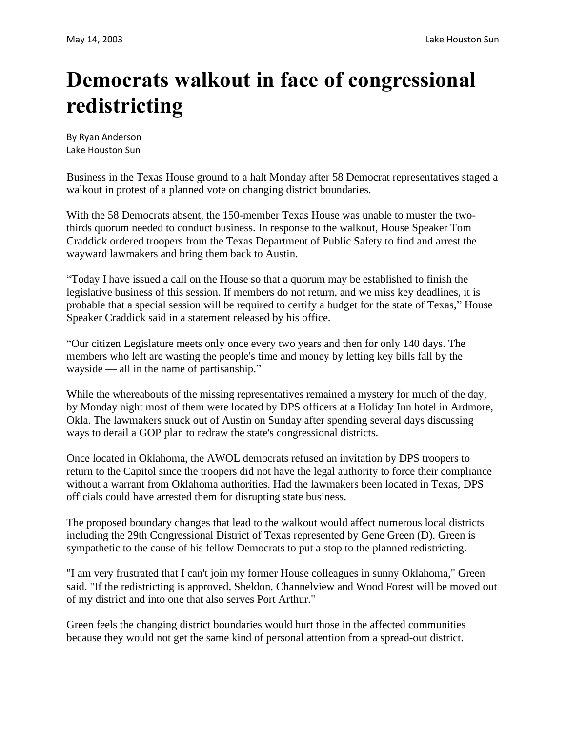# Democrats walkout in face of congressional redistricting

By Ryan Anderson
Lake Houston Sun

Business in the Texas House ground to a halt Monday after 58 Democrat representatives staged a walkout in protest of a planned vote on changing district boundaries.

With the 58 Democrats absent, the 150-member Texas House was unable to muster the two-thirds quorum needed to conduct business. In response to the walkout, House Speaker Tom Craddick ordered troopers from the Texas Department of Public Safety to find and arrest the wayward lawmakers and bring them back to Austin.

"Today I have issued a call on the House so that a quorum may be established to finish the legislative business of this session. If members do not return, and we miss key deadlines, it is probable that a special session will be required to certify a budget for the state of Texas," House Speaker Craddick said in a statement released by his office.

"Our citizen Legislature meets only once every two years and then for only 140 days. The members who left are wasting the people's time and money by letting key bills fall by the wayside — all in the name of partisanship."

While the whereabouts of the missing representatives remained a mystery for much of the day, by Monday night most of them were located by DPS officers at a Holiday Inn hotel in Ardmore, Okla. The lawmakers snuck out of Austin on Sunday after spending several days discussing ways to derail a GOP plan to redraw the state's congressional districts.

Once located in Oklahoma, the AWOL democrats refused an invitation by DPS troopers to return to the Capitol since the troopers did not have the legal authority to force their compliance without a warrant from Oklahoma authorities. Had the lawmakers been located in Texas, DPS officials could have arrested them for disrupting state business.

The proposed boundary changes that lead to the walkout would affect numerous local districts including the 29th Congressional District of Texas represented by Gene Green (D). Green is sympathetic to the cause of his fellow Democrats to put a stop to the planned redistricting.

"I am very frustrated that I can't join my former House colleagues in sunny Oklahoma," Green said. "If the redistricting is approved, Sheldon, Channelview and Wood Forest will be moved out of my district and into one that also serves Port Arthur."

Green feels the changing district boundaries would hurt those in the affected communities because they would not get the same kind of personal attention from a spread-out district.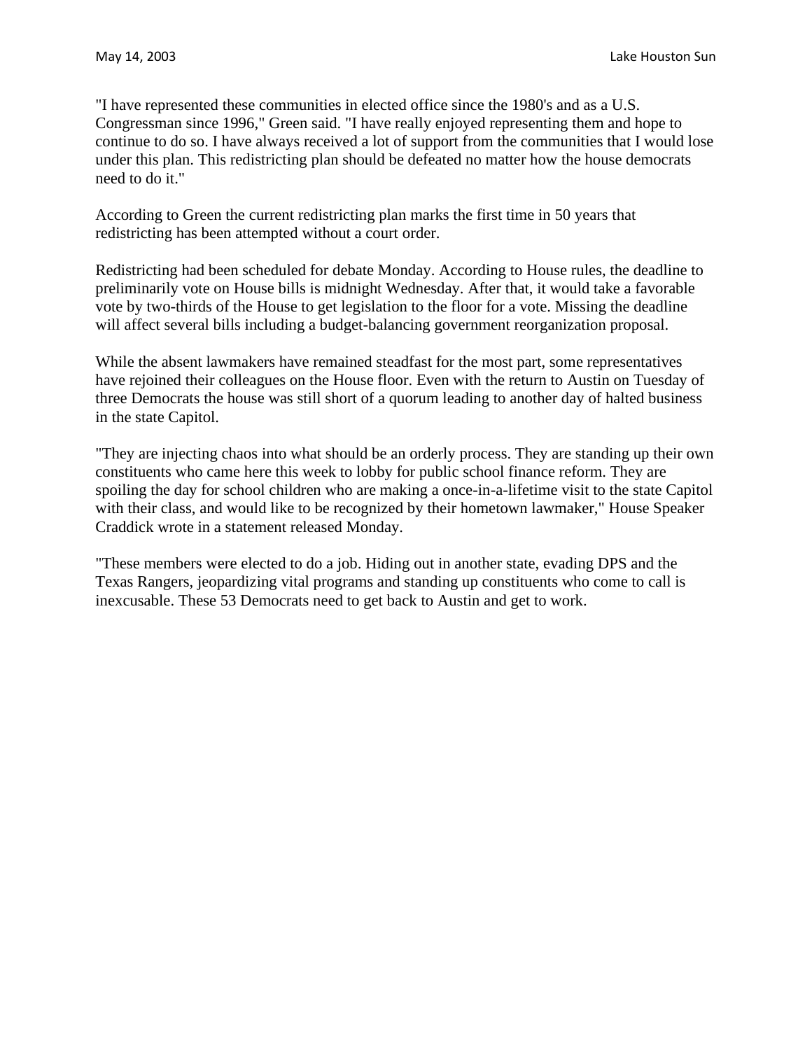"I have represented these communities in elected office since the 1980's and as a U.S. Congressman since 1996," Green said. "I have really enjoyed representing them and hope to continue to do so. I have always received a lot of support from the communities that I would lose under this plan. This redistricting plan should be defeated no matter how the house democrats need to do it."

According to Green the current redistricting plan marks the first time in 50 years that redistricting has been attempted without a court order.

Redistricting had been scheduled for debate Monday. According to House rules, the deadline to preliminarily vote on House bills is midnight Wednesday. After that, it would take a favorable vote by two-thirds of the House to get legislation to the floor for a vote. Missing the deadline will affect several bills including a budget-balancing government reorganization proposal.

While the absent lawmakers have remained steadfast for the most part, some representatives have rejoined their colleagues on the House floor. Even with the return to Austin on Tuesday of three Democrats the house was still short of a quorum leading to another day of halted business in the state Capitol.

"They are injecting chaos into what should be an orderly process. They are standing up their own constituents who came here this week to lobby for public school finance reform. They are spoiling the day for school children who are making a once-in-a-lifetime visit to the state Capitol with their class, and would like to be recognized by their hometown lawmaker," House Speaker Craddick wrote in a statement released Monday.

"These members were elected to do a job. Hiding out in another state, evading DPS and the Texas Rangers, jeopardizing vital programs and standing up constituents who come to call is inexcusable. These 53 Democrats need to get back to Austin and get to work.